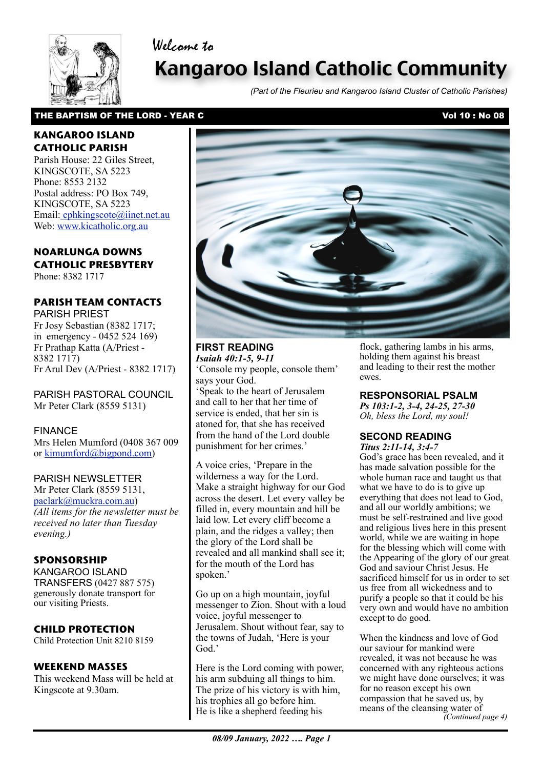Welcome to

# Kangaroo Island Catholic Community

*(Part of the Fleurieu and Kangaroo Island Cluster of Catholic Parishes)*

**THE BAPTISM OF THE LORD - YEAR C** **Vol 10 : No 08**

## KANGAROO ISLAND CATHOLIC PARISH

Parish House: 22 Giles Street, KINGSCOTE, SA 5223
Phone: 8553 2132
Postal address: PO Box 749, KINGSCOTE, SA 5223
Email: cphkingscote@iinet.net.au
Web: www.kicatholic.org.au

## NOARLUNGA DOWNS CATHOLIC PRESBYTERY

Phone: 8382 1717

## PARISH TEAM CONTACTS

PARISH PRIEST
Fr Josy Sebastian (8382 1717; in emergency - 0452 524 169)
Fr Prathap Katta (A/Priest - 8382 1717)
Fr Arul Dev (A/Priest - 8382 1717)

PARISH PASTORAL COUNCIL
Mr Peter Clark (8559 5131)

FINANCE
Mrs Helen Mumford (0408 367 009 or kimumford@bigpond.com)

PARISH NEWSLETTER
Mr Peter Clark (8559 5131, paclark@muckra.com.au)
*(All items for the newsletter must be received no later than Tuesday evening.)*

## SPONSORSHIP

KANGAROO ISLAND TRANSFERS (0427 887 575) generously donate transport for our visiting Priests.

## CHILD PROTECTION

Child Protection Unit 8210 8159

## WEEKEND MASSES

This weekend Mass will be held at Kingscote at 9.30am.

## FIRST READING

***Isaiah 40:1-5, 9-11***

'Console my people, console them' says your God.
'Speak to the heart of Jerusalem and call to her that her time of service is ended, that her sin is atoned for, that she has received from the hand of the Lord double punishment for her crimes.'

A voice cries, 'Prepare in the wilderness a way for the Lord. Make a straight highway for our God across the desert. Let every valley be filled in, every mountain and hill be laid low. Let every cliff become a plain, and the ridges a valley; then the glory of the Lord shall be revealed and all mankind shall see it; for the mouth of the Lord has spoken.'

Go up on a high mountain, joyful messenger to Zion. Shout with a loud voice, joyful messenger to Jerusalem. Shout without fear, say to the towns of Judah, 'Here is your God.'

Here is the Lord coming with power, his arm subduing all things to him. The prize of his victory is with him, his trophies all go before him. He is like a shepherd feeding his flock, gathering lambs in his arms, holding them against his breast and leading to their rest the mother ewes.

## RESPONSORIAL PSALM

***Ps 103:1-2, 3-4, 24-25, 27-30***
*Oh, bless the Lord, my soul!*

## SECOND READING

***Titus 2:11-14, 3:4-7***

God's grace has been revealed, and it has made salvation possible for the whole human race and taught us that what we have to do is to give up everything that does not lead to God, and all our worldly ambitions; we must be self-restrained and live good and religious lives here in this present world, while we are waiting in hope for the blessing which will come with the Appearing of the glory of our great God and saviour Christ Jesus. He sacrificed himself for us in order to set us free from all wickedness and to purify a people so that it could be his very own and would have no ambition except to do good.

When the kindness and love of God our saviour for mankind were revealed, it was not because he was concerned with any righteous actions we might have done ourselves; it was for no reason except his own compassion that he saved us, by means of the cleansing water of

*(Continued page 4)*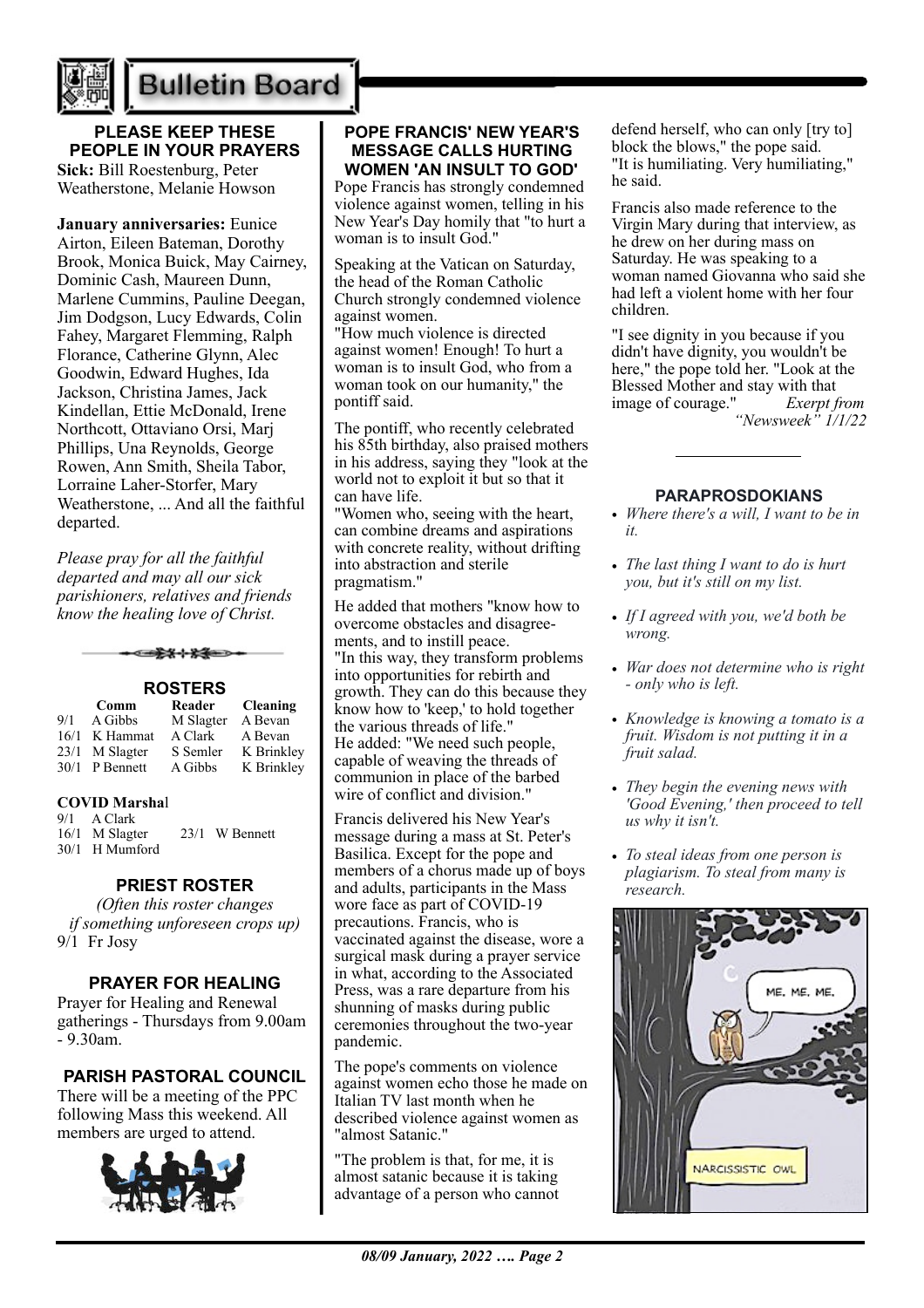# Bulletin Board

## PLEASE KEEP THESE PEOPLE IN YOUR PRAYERS

**Sick:** Bill Roestenburg, Peter Weatherstone, Melanie Howson

**January anniversaries:** Eunice Airton, Eileen Bateman, Dorothy Brook, Monica Buick, May Cairney, Dominic Cash, Maureen Dunn, Marlene Cummins, Pauline Deegan, Jim Dodgson, Lucy Edwards, Colin Fahey, Margaret Flemming, Ralph Florance, Catherine Glynn, Alec Goodwin, Edward Hughes, Ida Jackson, Christina James, Jack Kindellan, Ettie McDonald, Irene Northcott, Ottaviano Orsi, Marj Phillips, Una Reynolds, George Rowen, Ann Smith, Sheila Tabor, Lorraine Laher-Storfer, Mary Weatherstone, ... And all the faithful departed.

*Please pray for all the faithful departed and may all our sick parishioners, relatives and friends know the healing love of Christ.*

## ROSTERS

| | Comm | Reader | Cleaning |
|---|---|---|---|
| 9/1 | A Gibbs | M Slagter | A Bevan |
| 16/1 | K Hammat | A Clark | A Bevan |
| 23/1 | M Slagter | S Semler | K Brinkley |
| 30/1 | P Bennett | A Gibbs | K Brinkley |

**COVID Marshal**

9/1 A Clark
16/1 M Slagter 23/1 W Bennett
30/1 H Mumford

## PRIEST ROSTER

*(Often this roster changes if something unforeseen crops up)*

9/1 Fr Josy

## PRAYER FOR HEALING

Prayer for Healing and Renewal gatherings - Thursdays from 9.00am - 9.30am.

## PARISH PASTORAL COUNCIL

There will be a meeting of the PPC following Mass this weekend. All members are urged to attend.

## POPE FRANCIS' NEW YEAR'S MESSAGE CALLS HURTING WOMEN 'AN INSULT TO GOD'

Pope Francis has strongly condemned violence against women, telling in his New Year's Day homily that "to hurt a woman is to insult God."

Speaking at the Vatican on Saturday, the head of the Roman Catholic Church strongly condemned violence against women.

"How much violence is directed against women! Enough! To hurt a woman is to insult God, who from a woman took on our humanity," the pontiff said.

The pontiff, who recently celebrated his 85th birthday, also praised mothers in his address, saying they "look at the world not to exploit it but so that it can have life.

"Women who, seeing with the heart, can combine dreams and aspirations with concrete reality, without drifting into abstraction and sterile pragmatism."

He added that mothers "know how to overcome obstacles and disagreements, and to instill peace.

"In this way, they transform problems into opportunities for rebirth and growth. They can do this because they know how to 'keep,' to hold together the various threads of life."

He added: "We need such people, capable of weaving the threads of communion in place of the barbed wire of conflict and division."

Francis delivered his New Year's message during a mass at St. Peter's Basilica. Except for the pope and members of a chorus made up of boys and adults, participants in the Mass wore face as part of COVID-19 precautions. Francis, who is vaccinated against the disease, wore a surgical mask during a prayer service in what, according to the Associated Press, was a rare departure from his shunning of masks during public ceremonies throughout the two-year pandemic.

The pope's comments on violence against women echo those he made on Italian TV last month when he described violence against women as "almost Satanic."

"The problem is that, for me, it is almost satanic because it is taking advantage of a person who cannot defend herself, who can only [try to] block the blows," the pope said. "It is humiliating. Very humiliating," he said.

Francis also made reference to the Virgin Mary during that interview, as he drew on her during mass on Saturday. He was speaking to a woman named Giovanna who said she had left a violent home with her four children.

"I see dignity in you because if you didn't have dignity, you wouldn't be here," the pope told her. "Look at the Blessed Mother and stay with that image of courage." *Exerpt from "Newsweek" 1/1/22*

## PARAPROSDOKIANS

- *Where there's a will, I want to be in it.*
- *The last thing I want to do is hurt you, but it's still on my list.*
- *If I agreed with you, we'd both be wrong.*
- *War does not determine who is right - only who is left.*
- *Knowledge is knowing a tomato is a fruit. Wisdom is not putting it in a fruit salad.*
- *They begin the evening news with 'Good Evening,' then proceed to tell us why it isn't.*
- *To steal ideas from one person is plagiarism. To steal from many is research.*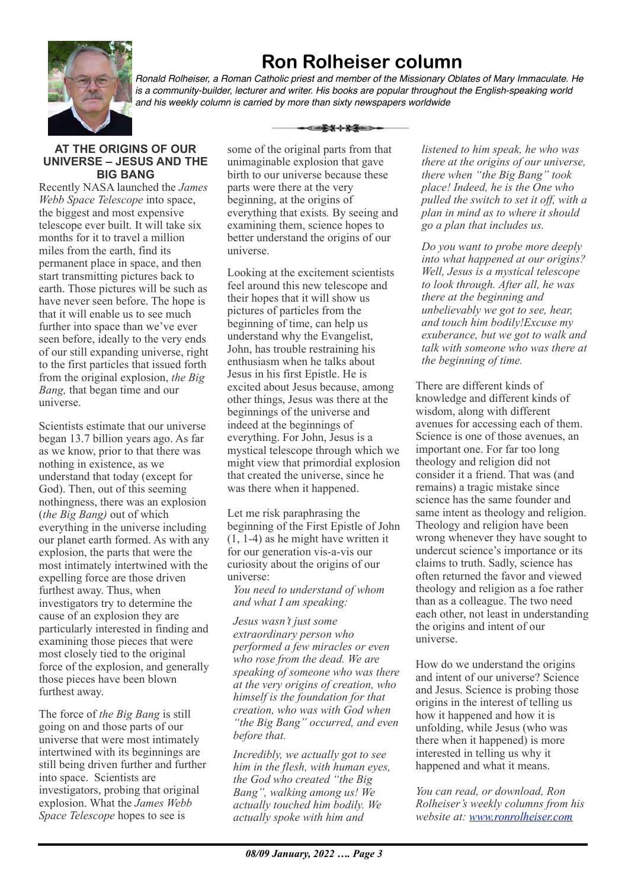# Ron Rolheiser column

*Ronald Rolheiser, a Roman Catholic priest and member of the Missionary Oblates of Mary Immaculate. He is a community-builder, lecturer and writer. His books are popular throughout the English-speaking world and his weekly column is carried by more than sixty newspapers worldwide*

## AT THE ORIGINS OF OUR UNIVERSE – JESUS AND THE BIG BANG

Recently NASA launched the *James Webb Space Telescope* into space, the biggest and most expensive telescope ever built. It will take six months for it to travel a million miles from the earth, find its permanent place in space, and then start transmitting pictures back to earth. Those pictures will be such as have never seen before. The hope is that it will enable us to see much further into space than we've ever seen before, ideally to the very ends of our still expanding universe, right to the first particles that issued forth from the original explosion, *the Big Bang,* that began time and our universe.

Scientists estimate that our universe began 13.7 billion years ago. As far as we know, prior to that there was nothing in existence, as we understand that today (except for God). Then, out of this seeming nothingness, there was an explosion (*the Big Bang)* out of which everything in the universe including our planet earth formed. As with any explosion, the parts that were the most intimately intertwined with the expelling force are those driven furthest away. Thus, when investigators try to determine the cause of an explosion they are particularly interested in finding and examining those pieces that were most closely tied to the original force of the explosion, and generally those pieces have been blown furthest away.

The force of *the Big Bang* is still going on and those parts of our universe that were most intimately intertwined with its beginnings are still being driven further and further into space. Scientists are investigators, probing that original explosion. What the *James Webb Space Telescope* hopes to see is some of the original parts from that unimaginable explosion that gave birth to our universe because these parts were there at the very beginning, at the origins of everything that exists*.* By seeing and examining them, science hopes to better understand the origins of our universe.

Looking at the excitement scientists feel around this new telescope and their hopes that it will show us pictures of particles from the beginning of time, can help us understand why the Evangelist, John, has trouble restraining his enthusiasm when he talks about Jesus in his first Epistle. He is excited about Jesus because, among other things, Jesus was there at the beginnings of the universe and indeed at the beginnings of everything. For John, Jesus is a mystical telescope through which we might view that primordial explosion that created the universe, since he was there when it happened.

Let me risk paraphrasing the beginning of the First Epistle of John (1, 1-4) as he might have written it for our generation vis-a-vis our curiosity about the origins of our universe:

*You need to understand of whom and what I am speaking:*

*Jesus wasn't just some extraordinary person who performed a few miracles or even who rose from the dead. We are speaking of someone who was there at the very origins of creation, who himself is the foundation for that creation, who was with God when "the Big Bang" occurred, and even before that.*

*Incredibly, we actually got to see him in the flesh, with human eyes, the God who created "the Big Bang", walking among us! We actually touched him bodily. We actually spoke with him and listened to him speak, he who was there at the origins of our universe, there when "the Big Bang" took place! Indeed, he is the One who pulled the switch to set it off, with a plan in mind as to where it should go a plan that includes us.*

*Do you want to probe more deeply into what happened at our origins? Well, Jesus is a mystical telescope to look through. After all, he was there at the beginning and unbelievably we got to see, hear, and touch him bodily!Excuse my exuberance, but we got to walk and talk with someone who was there at the beginning of time.*

There are different kinds of knowledge and different kinds of wisdom, along with different avenues for accessing each of them. Science is one of those avenues, an important one. For far too long theology and religion did not consider it a friend. That was (and remains) a tragic mistake since science has the same founder and same intent as theology and religion. Theology and religion have been wrong whenever they have sought to undercut science's importance or its claims to truth. Sadly, science has often returned the favor and viewed theology and religion as a foe rather than as a colleague. The two need each other, not least in understanding the origins and intent of our universe.

How do we understand the origins and intent of our universe? Science and Jesus. Science is probing those origins in the interest of telling us how it happened and how it is unfolding, while Jesus (who was there when it happened) is more interested in telling us why it happened and what it means.

*You can read, or download, Ron Rolheiser's weekly columns from his website at: www.ronrolheiser.com*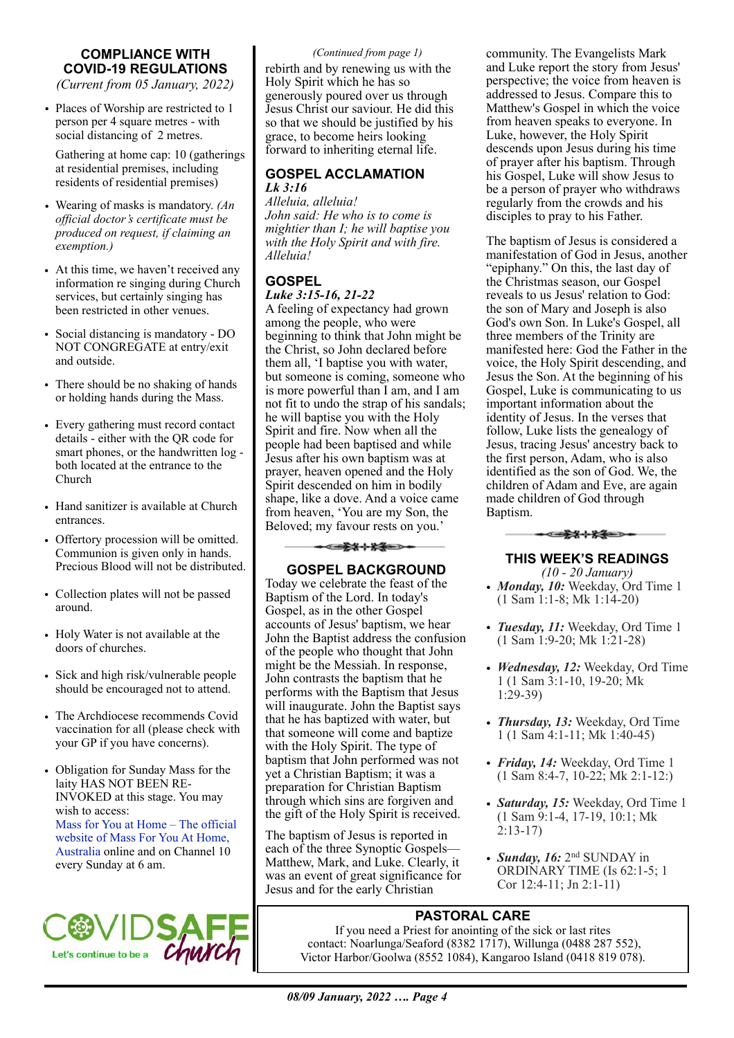## COMPLIANCE WITH COVID-19 REGULATIONS

*(Current from 05 January, 2022)*

- Places of Worship are restricted to 1 person per 4 square metres - with social distancing of 2 metres.

  Gathering at home cap: 10 (gatherings at residential premises, including residents of residential premises)

- Wearing of masks is mandatory. *(An official doctor's certificate must be produced on request, if claiming an exemption.)*

- At this time, we haven't received any information re singing during Church services, but certainly singing has been restricted in other venues.

- Social distancing is mandatory - DO NOT CONGREGATE at entry/exit and outside.

- There should be no shaking of hands or holding hands during the Mass.

- Every gathering must record contact details - either with the QR code for smart phones, or the handwritten log - both located at the entrance to the Church

- Hand sanitizer is available at Church entrances.

- Offertory procession will be omitted. Communion is given only in hands. Precious Blood will not be distributed.

- Collection plates will not be passed around.

- Holy Water is not available at the doors of churches.

- Sick and high risk/vulnerable people should be encouraged not to attend.

- The Archdiocese recommends Covid vaccination for all (please check with your GP if you have concerns).

- Obligation for Sunday Mass for the laity HAS NOT BEEN RE-INVOKED at this stage. You may wish to access: Mass for You at Home – The official website of Mass For You At Home, Australia online and on Channel 10 every Sunday at 6 am.

COVIDSAFE Church
Let's continue to be a

*(Continued from page 1)*

rebirth and by renewing us with the Holy Spirit which he has so generously poured over us through Jesus Christ our saviour. He did this so that we should be justified by his grace, to become heirs looking forward to inheriting eternal life.

## GOSPEL ACCLAMATION

***Lk 3:16***

*Alleluia, alleluia!*
*John said: He who is to come is mightier than I; he will baptise you with the Holy Spirit and with fire.*
*Alleluia!*

## GOSPEL

***Luke 3:15-16, 21-22***

A feeling of expectancy had grown among the people, who were beginning to think that John might be the Christ, so John declared before them all, 'I baptise you with water, but someone is coming, someone who is more powerful than I am, and I am not fit to undo the strap of his sandals; he will baptise you with the Holy Spirit and fire. Now when all the people had been baptised and while Jesus after his own baptism was at prayer, heaven opened and the Holy Spirit descended on him in bodily shape, like a dove. And a voice came from heaven, 'You are my Son, the Beloved; my favour rests on you.'

## GOSPEL BACKGROUND

Today we celebrate the feast of the Baptism of the Lord. In today's Gospel, as in the other Gospel accounts of Jesus' baptism, we hear John the Baptist address the confusion of the people who thought that John might be the Messiah. In response, John contrasts the baptism that he performs with the Baptism that Jesus will inaugurate. John the Baptist says that he has baptized with water, but that someone will come and baptize with the Holy Spirit. The type of baptism that John performed was not yet a Christian Baptism; it was a preparation for Christian Baptism through which sins are forgiven and the gift of the Holy Spirit is received.

The baptism of Jesus is reported in each of the three Synoptic Gospels—Matthew, Mark, and Luke. Clearly, it was an event of great significance for Jesus and for the early Christian community. The Evangelists Mark and Luke report the story from Jesus' perspective; the voice from heaven is addressed to Jesus. Compare this to Matthew's Gospel in which the voice from heaven speaks to everyone. In Luke, however, the Holy Spirit descends upon Jesus during his time of prayer after his baptism. Through his Gospel, Luke will show Jesus to be a person of prayer who withdraws regularly from the crowds and his disciples to pray to his Father.

The baptism of Jesus is considered a manifestation of God in Jesus, another "epiphany." On this, the last day of the Christmas season, our Gospel reveals to us Jesus' relation to God: the son of Mary and Joseph is also God's own Son. In Luke's Gospel, all three members of the Trinity are manifested here: God the Father in the voice, the Holy Spirit descending, and Jesus the Son. At the beginning of his Gospel, Luke is communicating to us important information about the identity of Jesus. In the verses that follow, Luke lists the genealogy of Jesus, tracing Jesus' ancestry back to the first person, Adam, who is also identified as the son of God. We, the children of Adam and Eve, are again made children of God through Baptism.

## THIS WEEK'S READINGS

*(10 - 20 January)*

- ***Monday, 10:*** Weekday, Ord Time 1 (1 Sam 1:1-8; Mk 1:14-20)
- ***Tuesday, 11:*** Weekday, Ord Time 1 (1 Sam 1:9-20; Mk 1:21-28)
- ***Wednesday, 12:*** Weekday, Ord Time 1 (1 Sam 3:1-10, 19-20; Mk 1:29-39)
- ***Thursday, 13:*** Weekday, Ord Time 1 (1 Sam 4:1-11; Mk 1:40-45)
- ***Friday, 14:*** Weekday, Ord Time 1 (1 Sam 8:4-7, 10-22; Mk 2:1-12:)
- ***Saturday, 15:*** Weekday, Ord Time 1 (1 Sam 9:1-4, 17-19, 10:1; Mk 2:13-17)
- ***Sunday, 16:*** 2nd SUNDAY in ORDINARY TIME (Is 62:1-5; 1 Cor 12:4-11; Jn 2:1-11)

## PASTORAL CARE

If you need a Priest for anointing of the sick or last rites contact: Noarlunga/Seaford (8382 1717), Willunga (0488 287 552), Victor Harbor/Goolwa (8552 1084), Kangaroo Island (0418 819 078).